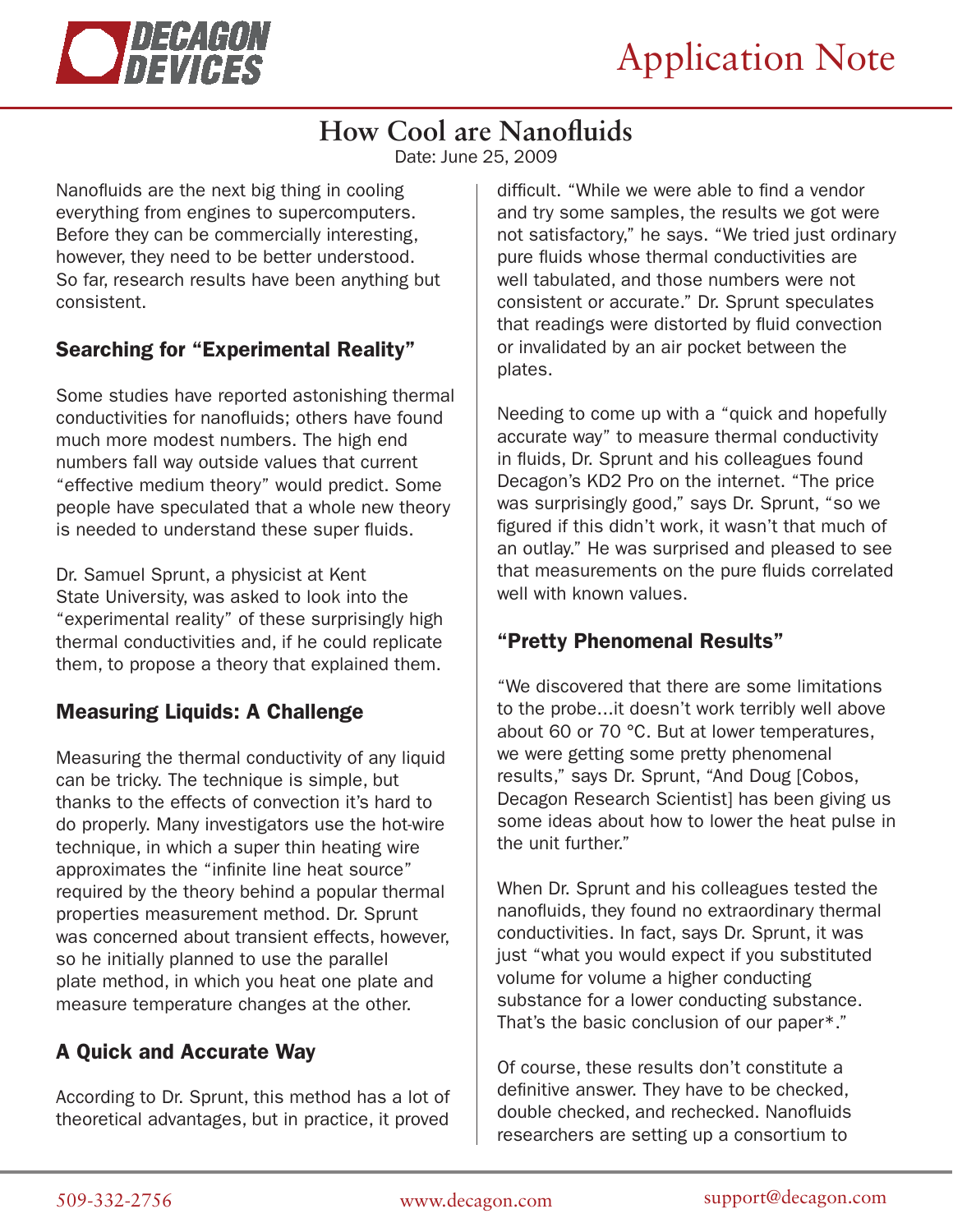# How Cool are Nanofluids

Date: June 25, 2009

Nanofluids are the next big thing in cooling everything from engines to supercomputers. Before they can be commercially interesting, however, they need to be better understood. So far, research results have been anything but consistent.

## Searching for "Experimental Reality"

Some studies have reported astonishing thermal conductivities for nanofluids; others have found much more modest numbers. The high end numbers fall way outside values that current "effective medium theory" would predict. Some people have speculated that a whole new theory is needed to understand these super fluids.

Dr. Samuel Sprunt, a physicist at Kent State University, was asked to look into the "experimental reality" of these surprisingly high thermal conductivities and, if he could replicate them, to propose a theory that explained them.

## Measuring Liquids: A Challenge

Measuring the thermal conductivity of any liquid can be tricky. The technique is simple, but thanks to the effects of convection it's hard to do properly. Many investigators use the hot-wire technique, in which a super thin heating wire approximates the "infinite line heat source" required by the theory behind a popular thermal properties measurement method. Dr. Sprunt was concerned about transient effects, however, so he initially planned to use the parallel plate method, in which you heat one plate and measure temperature changes at the other.

## A Quick and Accurate Way

According to Dr. Sprunt, this method has a lot of theoretical advantages, but in practice, it proved difficult. "While we were able to find a vendor and try some samples, the results we got were not satisfactory," he says. "We tried just ordinary pure fluids whose thermal conductivities are well tabulated, and those numbers were not consistent or accurate." Dr. Sprunt speculates that readings were distorted by fluid convection or invalidated by an air pocket between the plates.

Needing to come up with a "quick and hopefully accurate way" to measure thermal conductivity in fluids, Dr. Sprunt and his colleagues found Decagon's KD2 Pro on the internet. "The price was surprisingly good," says Dr. Sprunt, "so we figured if this didn't work, it wasn't that much of an outlay." He was surprised and pleased to see that measurements on the pure fluids correlated well with known values.

## "Pretty Phenomenal Results"

"We discovered that there are some limitations to the probe...it doesn't work terribly well above about 60 or 70 °C. But at lower temperatures, we were getting some pretty phenomenal results," says Dr. Sprunt, "And Doug [Cobos, Decagon Research Scientist] has been giving us some ideas about how to lower the heat pulse in the unit further."

When Dr. Sprunt and his colleagues tested the nanofluids, they found no extraordinary thermal conductivities. In fact, says Dr. Sprunt, it was just "what you would expect if you substituted volume for volume a higher conducting substance for a lower conducting substance. That's the basic conclusion of our paper*."

Of course, these results don't constitute a definitive answer. They have to be checked, double checked, and rechecked. Nanofluids researchers are setting up a consortium to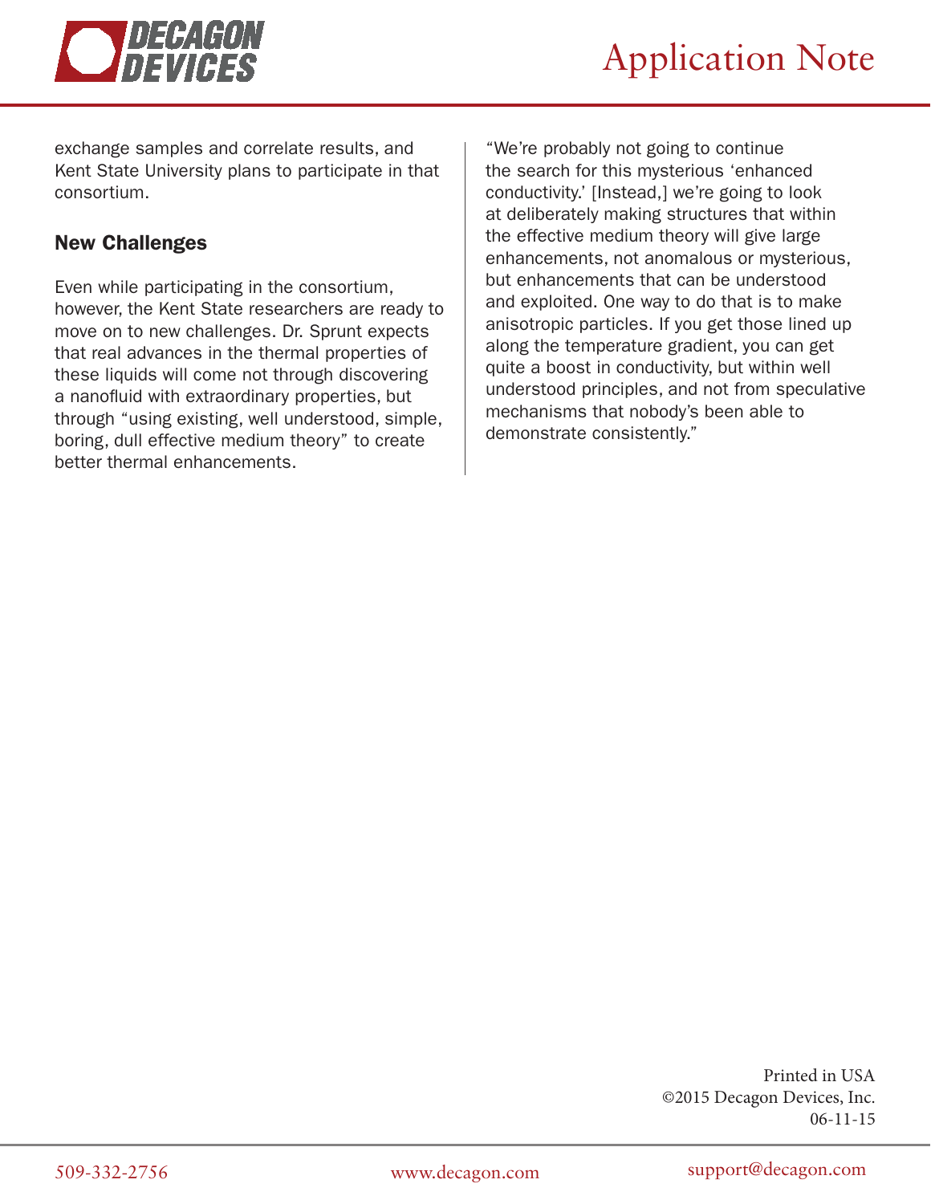exchange samples and correlate results, and Kent State University plans to participate in that consortium.

## New Challenges

Even while participating in the consortium, however, the Kent State researchers are ready to move on to new challenges. Dr. Sprunt expects that real advances in the thermal properties of these liquids will come not through discovering a nanofluid with extraordinary properties, but through "using existing, well understood, simple, boring, dull effective medium theory" to create better thermal enhancements.

"We're probably not going to continue the search for this mysterious 'enhanced conductivity.' [Instead,] we're going to look at deliberately making structures that within the effective medium theory will give large enhancements, not anomalous or mysterious, but enhancements that can be understood and exploited. One way to do that is to make anisotropic particles. If you get those lined up along the temperature gradient, you can get quite a boost in conductivity, but within well understood principles, and not from speculative mechanisms that nobody's been able to demonstrate consistently."

Printed in USA
©2015 Decagon Devices, Inc.
06-11-15